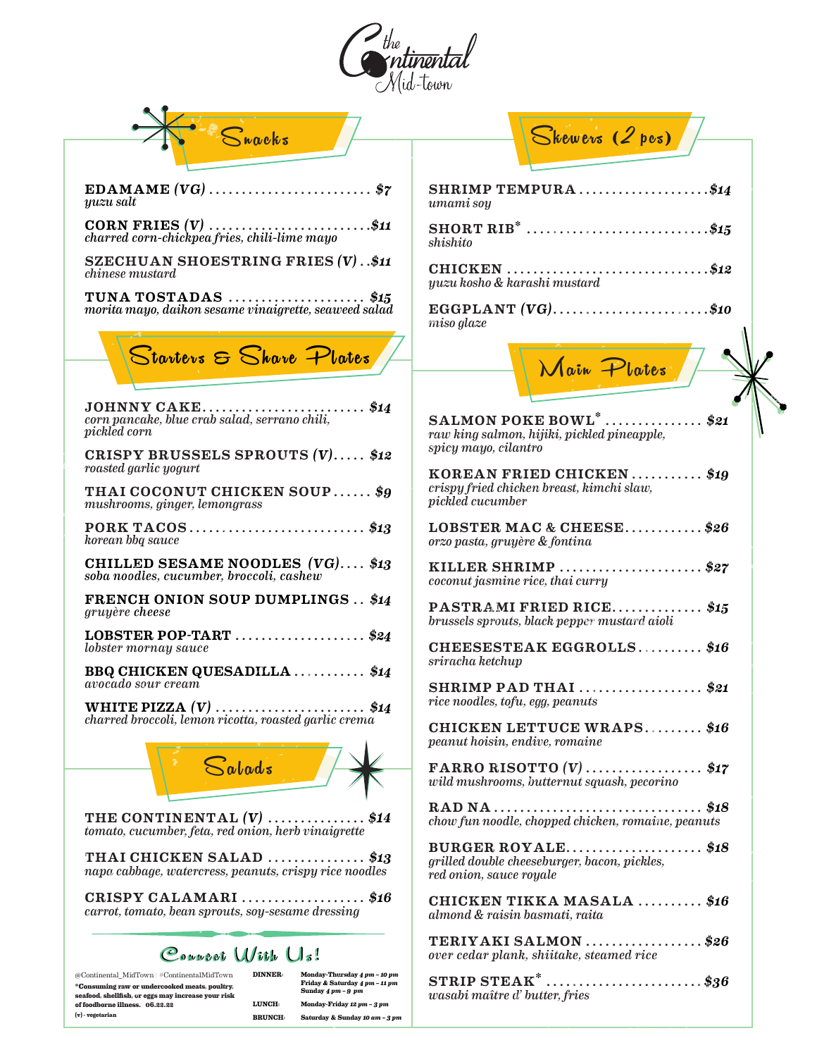# the Continental Mid-town

## Snacks

**EDAMAME (VG)** ........................ $7
*yuzu salt*

**CORN FRIES (V)** ........................ $11
*charred corn-chickpea fries, chili-lime mayo*

**SZECHUAN SHOESTRING FRIES (V)** .. $11
*chinese mustard*

**TUNA TOSTADAS** .................... $15
*morita mayo, daikon sesame vinaigrette, seaweed salad*

## Starters & Share Plates

**JOHNNY CAKE** ........................ $14
*corn pancake, blue crab salad, serrano chili, pickled corn*

**CRISPY BRUSSELS SPROUTS (V)** ..... $12
*roasted garlic yogurt*

**THAI COCONUT CHICKEN SOUP** ...... $9
*mushrooms, ginger, lemongrass*

**PORK TACOS** .......................... $13
*korean bbq sauce*

**CHILLED SESAME NOODLES (VG)** .... $13
*soba noodles, cucumber, broccoli, cashew*

**FRENCH ONION SOUP DUMPLINGS** .. $14
*gruyère cheese*

**LOBSTER POP-TART** .................... $24
*lobster mornay sauce*

**BBQ CHICKEN QUESADILLA** ........... $14
*avocado sour cream*

**WHITE PIZZA (V)** ....................... $14
*charred broccoli, lemon ricotta, roasted garlic crema*

## Salads

**THE CONTINENTAL (V)** ............... $14
*tomato, cucumber, feta, red onion, herb vinaigrette*

**THAI CHICKEN SALAD** ............... $13
*napa cabbage, watercress, peanuts, crispy rice noodles*

**CRISPY CALAMARI** ................... $16
*carrot, tomato, bean sprouts, soy-sesame dressing*

## Skewers (2 pcs)

**SHRIMP TEMPURA** .................... $14
*umami soy*

**SHORT RIB*** ............................ $15
*shishito*

**CHICKEN** ............................... $12
*yuzu kosho & karashi mustard*

**EGGPLANT (VG)** ........................ $10
*miso glaze*

## Main Plates

**SALMON POKE BOWL*** ............... $21
*raw king salmon, hijiki, pickled pineapple, spicy mayo, cilantro*

**KOREAN FRIED CHICKEN** ........... $19
*crispy fried chicken breast, kimchi slaw, pickled cucumber*

**LOBSTER MAC & CHEESE** ............ $26
*orzo pasta, gruyère & fontina*

**KILLER SHRIMP** ...................... $27
*coconut jasmine rice, thai curry*

**PASTRAMI FRIED RICE** .............. $15
*brussels sprouts, black pepper mustard aioli*

**CHEESESTEAK EGGROLLS** .......... $16
*sriracha ketchup*

**SHRIMP PAD THAI** ................... $21
*rice noodles, tofu, egg, peanuts*

**CHICKEN LETTUCE WRAPS** ......... $16
*peanut hoisin, endive, romaine*

**FARRO RISOTTO (V)** .................. $17
*wild mushrooms, butternut squash, pecorino*

**RAD NA** ................................ $18
*chow fun noodle, chopped chicken, romaine, peanuts*

**BURGER ROYALE** ...................... $18
*grilled double cheeseburger, bacon, pickles, red onion, sauce royale*

**CHICKEN TIKKA MASALA** .......... $16
*almond & raisin basmati, raita*

**TERIYAKI SALMON** .................. $26
*over cedar plank, shiitake, steamed rice*

**STRIP STEAK*** ........................ $36
*wasabi maître d' butter, fries*

## Connect With Us!

@Continental_MidTown | #ContinentalMidTown

**\*Consuming raw or undercooked meats, poultry, seafood, shellfish, or eggs may increase your risk of foodborne illness. 06.22.22**

**(v) - vegetarian**

**DINNER:** Monday-Thursday *4 pm – 10 pm*; Friday & Saturday *4 pm – 11 pm*; Sunday *4 pm – 9 pm*

**LUNCH:** Monday-Friday *12 pm – 3 pm*

**BRUNCH:** Saturday & Sunday *10 am – 3 pm*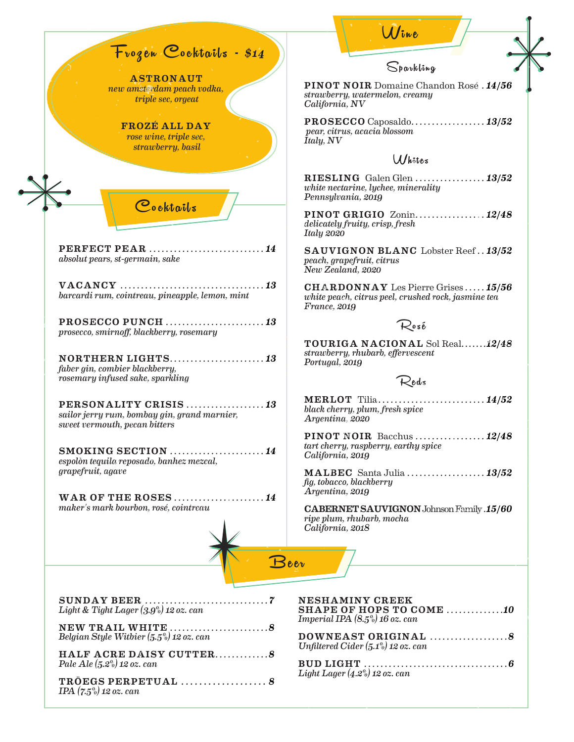## Frozen Cocktails - $14

**ASTRONAUT**
*new amsterdam peach vodka, triple sec, orgeat*

**FROZÉ ALL DAY**
*rose wine, triple sec, strawberry, basil*

## Cocktails

**PERFECT PEAR** ............ **14**
*absolut pears, st-germain, sake*

**VACANCY** ............ **13**
*barcardi rum, cointreau, pineapple, lemon, mint*

**PROSECCO PUNCH** ............ **13**
*prosecco, smirnoff, blackberry, rosemary*

**NORTHERN LIGHTS** ............ **13**
*faber gin, combier blackberry, rosemary infused sake, sparkling*

**PERSONALITY CRISIS** ............ **13**
*sailor jerry rum, bombay gin, grand marnier, sweet vermouth, pecan bitters*

**SMOKING SECTION** ............ **14**
*espolòn tequila reposado, banhez mezcal, grapefruit, agave*

**WAR OF THE ROSES** ............ **14**
*maker's mark bourbon, rosé, cointreau*

## Wine

### Sparkling

**PINOT NOIR** Domaine Chandon Rosé . **14/56**
*strawberry, watermelon, creamy*
*California, NV*

**PROSECCO** Caposaldo............ **13/52**
*pear, citrus, acacia blossom*
*Italy, NV*

### Whites

**RIESLING** Galen Glen ............ **13/52**
*white nectarine, lychee, minerality*
*Pennsylvania, 2019*

**PINOT GRIGIO** Zonin............ **12/48**
*delicately fruity, crisp, fresh*
*Italy 2020*

**SAUVIGNON BLANC** Lobster Reef . . **13/52**
*peach, grapefruit, citrus*
*New Zealand, 2020*

**CHARDONNAY** Les Pierre Grises . . . . . **15/56**
*white peach, citrus peel, crushed rock, jasmine tea*
*France, 2019*

### Rosé

**TOURIGA NACIONAL** Sol Real....... **12/48**
*strawberry, rhubarb, effervescent*
*Portugal, 2019*

### Reds

**MERLOT** Tilia............ **14/52**
*black cherry, plum, fresh spice*
*Argentina, 2020*

**PINOT NOIR** Bacchus ............ **12/48**
*tart cherry, raspberry, earthy spice*
*California, 2019*

**MALBEC** Santa Julia ............ **13/52**
*fig, tobacco, blackberry*
*Argentina, 2019*

**CABERNET SAUVIGNON** Johnson Family .**15/60**
*ripe plum, rhubarb, mocha*
*California, 2018*

## Beer

**SUNDAY BEER** ............ **7**
*Light & Tight Lager (3.9%) 12 oz. can*

**NEW TRAIL WHITE** ............ **8**
*Belgian Style Witbier (5.5%) 12 oz. can*

**HALF ACRE DAISY CUTTER**............ **8**
*Pale Ale (5.2%) 12 oz. can*

**TRÖEGS PERPETUAL** ............ **8**
*IPA (7.5%) 12 oz. can*

**NESHAMINY CREEK SHAPE OF HOPS TO COME** ............ **10**
*Imperial IPA (8.5%) 16 oz. can*

**DOWNEAST ORIGINAL** ............ **8**
*Unfiltered Cider (5.1%) 12 oz. can*

**BUD LIGHT** ............ **6**
*Light Lager (4.2%) 12 oz. can*